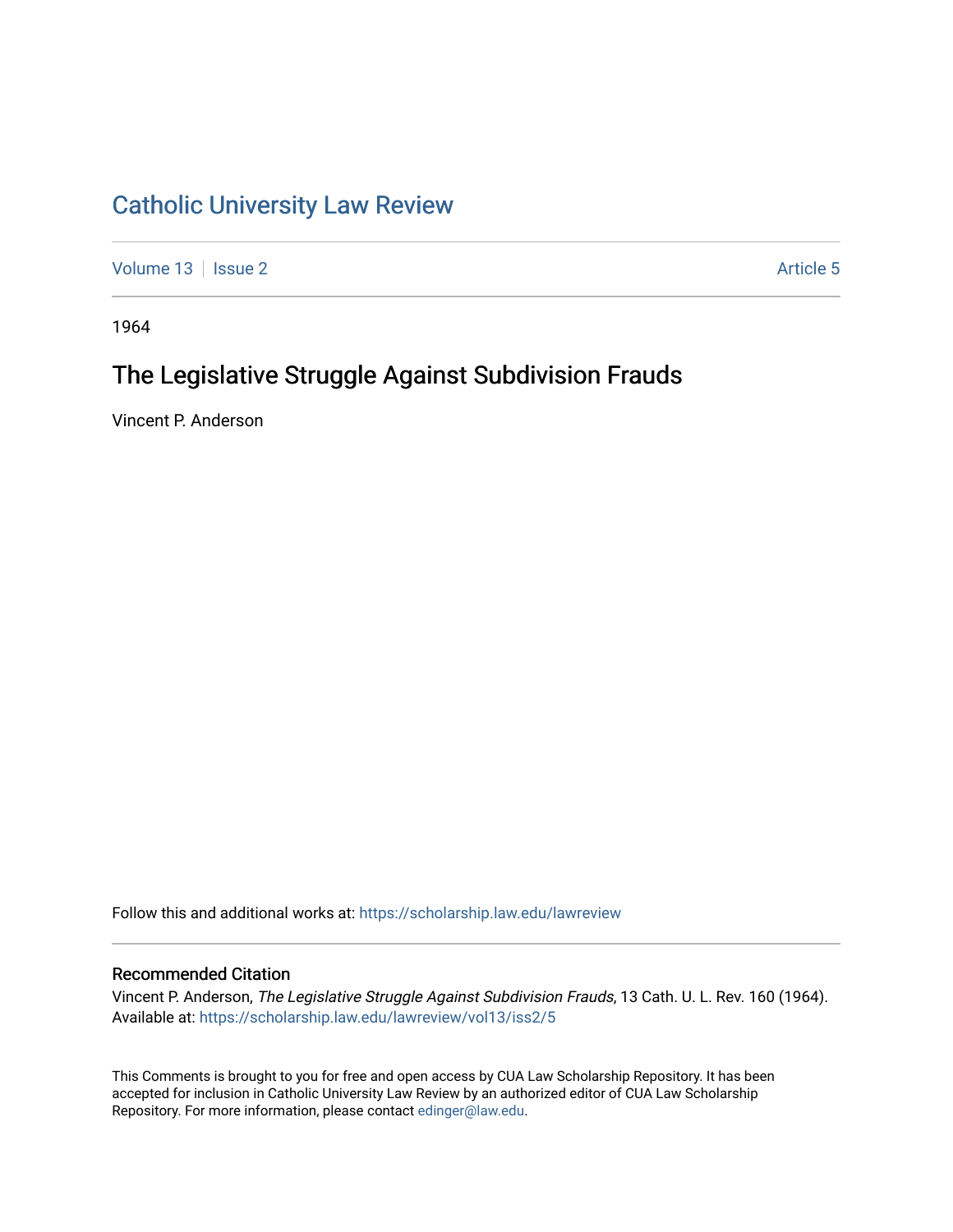# Catholic University Law Review

Volume 13 | Issue 2 | Article 5

1964

## The Legislative Struggle Against Subdivision Frauds

Vincent P. Anderson

Follow this and additional works at: https://scholarship.law.edu/lawreview

### Recommended Citation

Vincent P. Anderson, *The Legislative Struggle Against Subdivision Frauds*, 13 Cath. U. L. Rev. 160 (1964).
Available at: https://scholarship.law.edu/lawreview/vol13/iss2/5

This Comments is brought to you for free and open access by CUA Law Scholarship Repository. It has been accepted for inclusion in Catholic University Law Review by an authorized editor of CUA Law Scholarship Repository. For more information, please contact edinger@law.edu.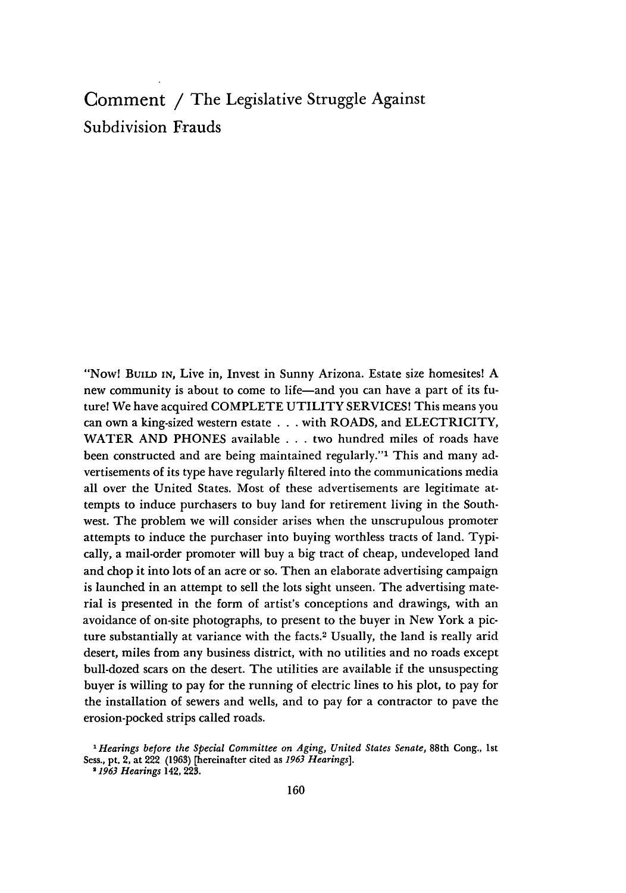# Comment / The Legislative Struggle Against Subdivision Frauds

"Now! BUILD IN, Live in, Invest in Sunny Arizona. Estate size homesites! A new community is about to come to life—and you can have a part of its future! We have acquired COMPLETE UTILITY SERVICES! This means you can own a king-sized western estate . . . with ROADS, and ELECTRICITY, WATER AND PHONES available . . . two hundred miles of roads have been constructed and are being maintained regularly."[1] This and many advertisements of its type have regularly filtered into the communications media all over the United States. Most of these advertisements are legitimate attempts to induce purchasers to buy land for retirement living in the Southwest. The problem we will consider arises when the unscrupulous promoter attempts to induce the purchaser into buying worthless tracts of land. Typically, a mail-order promoter will buy a big tract of cheap, undeveloped land and chop it into lots of an acre or so. Then an elaborate advertising campaign is launched in an attempt to sell the lots sight unseen. The advertising material is presented in the form of artist's conceptions and drawings, with an avoidance of on-site photographs, to present to the buyer in New York a picture substantially at variance with the facts.[2] Usually, the land is really arid desert, miles from any business district, with no utilities and no roads except bull-dozed scars on the desert. The utilities are available if the unsuspecting buyer is willing to pay for the running of electric lines to his plot, to pay for the installation of sewers and wells, and to pay for a contractor to pave the erosion-pocked strips called roads.

[1] *Hearings before the Special Committee on Aging, United States Senate*, 88th Cong., 1st Sess., pt. 2, at 222 (1963) [hereinafter cited as *1963 Hearings*].

[2] *1963 Hearings* 142, 223.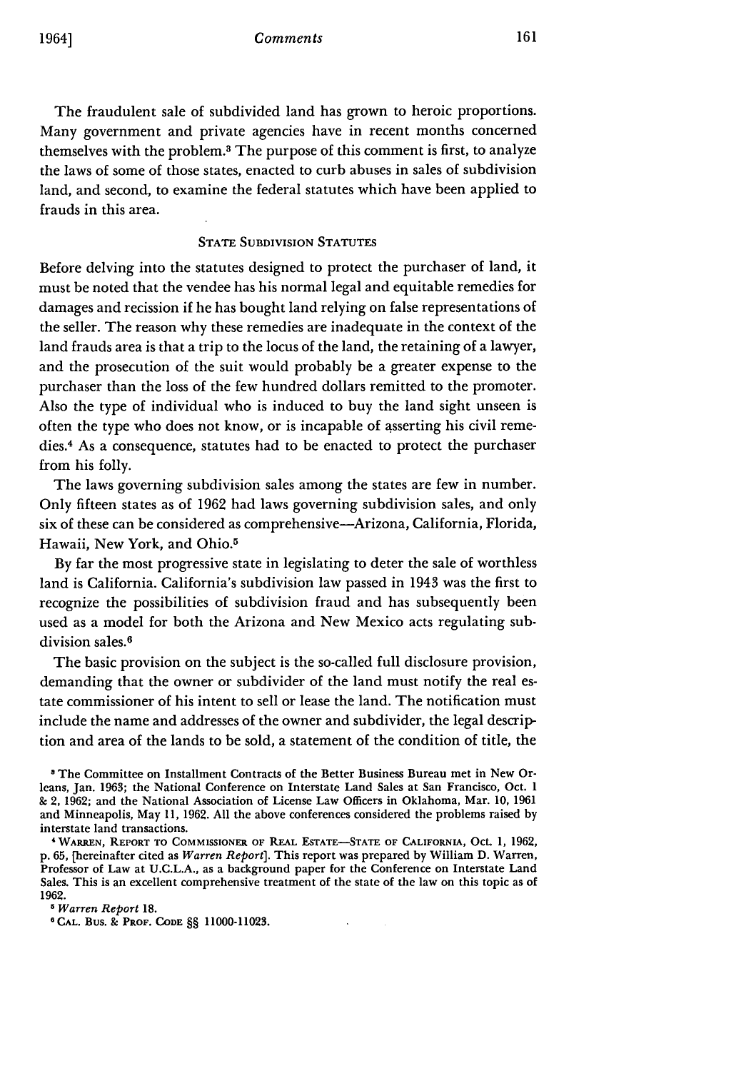The fraudulent sale of subdivided land has grown to heroic proportions. Many government and private agencies have in recent months concerned themselves with the problem.[3] The purpose of this comment is first, to analyze the laws of some of those states, enacted to curb abuses in sales of subdivision land, and second, to examine the federal statutes which have been applied to frauds in this area.

### STATE SUBDIVISION STATUTES

Before delving into the statutes designed to protect the purchaser of land, it must be noted that the vendee has his normal legal and equitable remedies for damages and recission if he has bought land relying on false representations of the seller. The reason why these remedies are inadequate in the context of the land frauds area is that a trip to the locus of the land, the retaining of a lawyer, and the prosecution of the suit would probably be a greater expense to the purchaser than the loss of the few hundred dollars remitted to the promoter. Also the type of individual who is induced to buy the land sight unseen is often the type who does not know, or is incapable of asserting his civil remedies.[4] As a consequence, statutes had to be enacted to protect the purchaser from his folly.

The laws governing subdivision sales among the states are few in number. Only fifteen states as of 1962 had laws governing subdivision sales, and only six of these can be considered as comprehensive—Arizona, California, Florida, Hawaii, New York, and Ohio.[5]

By far the most progressive state in legislating to deter the sale of worthless land is California. California's subdivision law passed in 1943 was the first to recognize the possibilities of subdivision fraud and has subsequently been used as a model for both the Arizona and New Mexico acts regulating subdivision sales.[6]

The basic provision on the subject is the so-called full disclosure provision, demanding that the owner or subdivider of the land must notify the real estate commissioner of his intent to sell or lease the land. The notification must include the name and addresses of the owner and subdivider, the legal description and area of the lands to be sold, a statement of the condition of title, the

---

[3] The Committee on Installment Contracts of the Better Business Bureau met in New Orleans, Jan. 1963; the National Conference on Interstate Land Sales at San Francisco, Oct. 1 & 2, 1962; and the National Association of License Law Officers in Oklahoma, Mar. 10, 1961 and Minneapolis, May 11, 1962. All the above conferences considered the problems raised by interstate land transactions.

[4] WARREN, REPORT TO COMMISSIONER OF REAL ESTATE—STATE OF CALIFORNIA, Oct. 1, 1962, p. 65, [hereinafter cited as *Warren Report*]. This report was prepared by William D. Warren, Professor of Law at U.C.L.A., as a background paper for the Conference on Interstate Land Sales. This is an excellent comprehensive treatment of the state of the law on this topic as of 1962.

[5] *Warren Report* 18.

[6] CAL. BUS. & PROF. CODE §§ 11000-11023.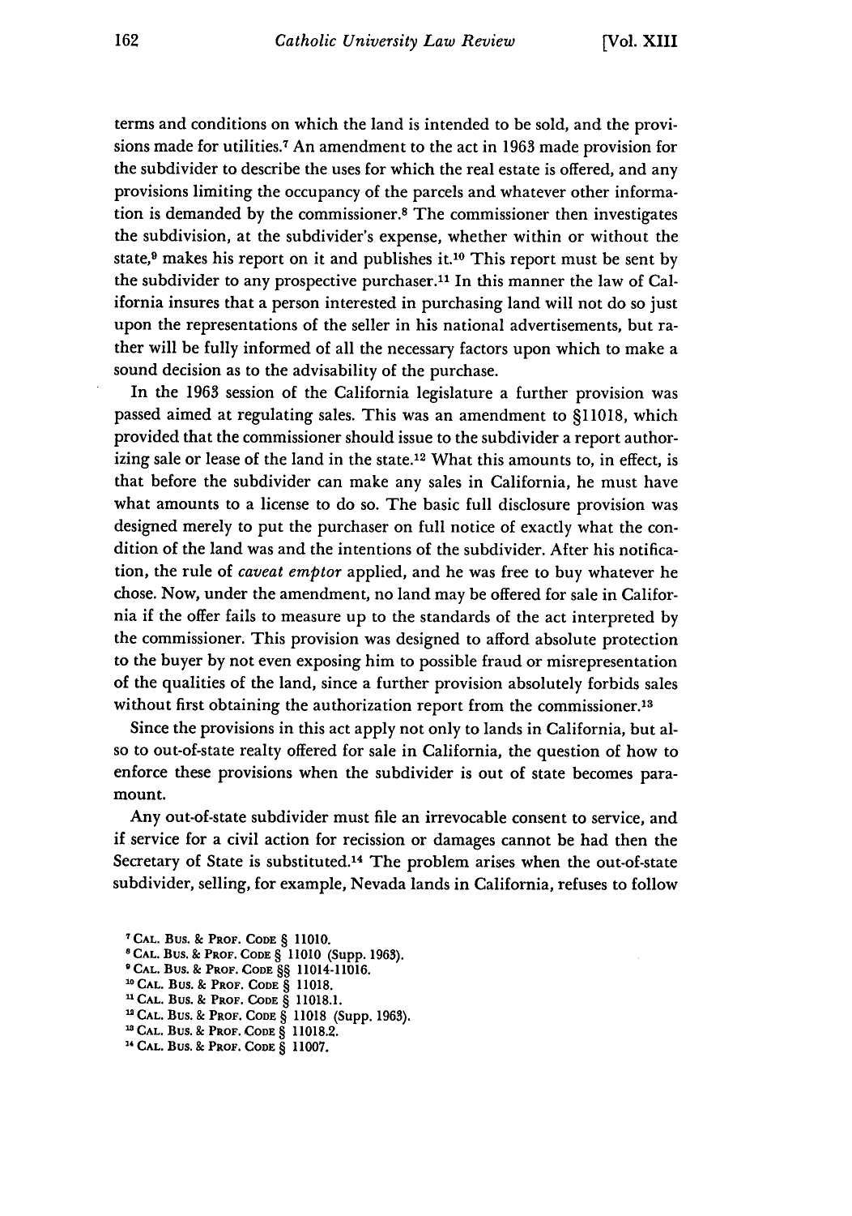terms and conditions on which the land is intended to be sold, and the provisions made for utilities.[7] An amendment to the act in 1963 made provision for the subdivider to describe the uses for which the real estate is offered, and any provisions limiting the occupancy of the parcels and whatever other information is demanded by the commissioner.[8] The commissioner then investigates the subdivision, at the subdivider's expense, whether within or without the state,[9] makes his report on it and publishes it.[10] This report must be sent by the subdivider to any prospective purchaser.[11] In this manner the law of California insures that a person interested in purchasing land will not do so just upon the representations of the seller in his national advertisements, but rather will be fully informed of all the necessary factors upon which to make a sound decision as to the advisability of the purchase.

In the 1963 session of the California legislature a further provision was passed aimed at regulating sales. This was an amendment to §11018, which provided that the commissioner should issue to the subdivider a report authorizing sale or lease of the land in the state.[12] What this amounts to, in effect, is that before the subdivider can make any sales in California, he must have what amounts to a license to do so. The basic full disclosure provision was designed merely to put the purchaser on full notice of exactly what the condition of the land was and the intentions of the subdivider. After his notification, the rule of *caveat emptor* applied, and he was free to buy whatever he chose. Now, under the amendment, no land may be offered for sale in California if the offer fails to measure up to the standards of the act interpreted by the commissioner. This provision was designed to afford absolute protection to the buyer by not even exposing him to possible fraud or misrepresentation of the qualities of the land, since a further provision absolutely forbids sales without first obtaining the authorization report from the commissioner.[13]

Since the provisions in this act apply not only to lands in California, but also to out-of-state realty offered for sale in California, the question of how to enforce these provisions when the subdivider is out of state becomes paramount.

Any out-of-state subdivider must file an irrevocable consent to service, and if service for a civil action for recission or damages cannot be had then the Secretary of State is substituted.[14] The problem arises when the out-of-state subdivider, selling, for example, Nevada lands in California, refuses to follow

[7] CAL. BUS. & PROF. CODE § 11010.

[8] CAL. BUS. & PROF. CODE § 11010 (Supp. 1963).

[9] CAL. BUS. & PROF. CODE §§ 11014-11016.

[10] CAL. BUS. & PROF. CODE § 11018.

[11] CAL. BUS. & PROF. CODE § 11018.1.

[12] CAL. BUS. & PROF. CODE § 11018 (Supp. 1963).

[13] CAL. BUS. & PROF. CODE § 11018.2.

[14] CAL. BUS. & PROF. CODE § 11007.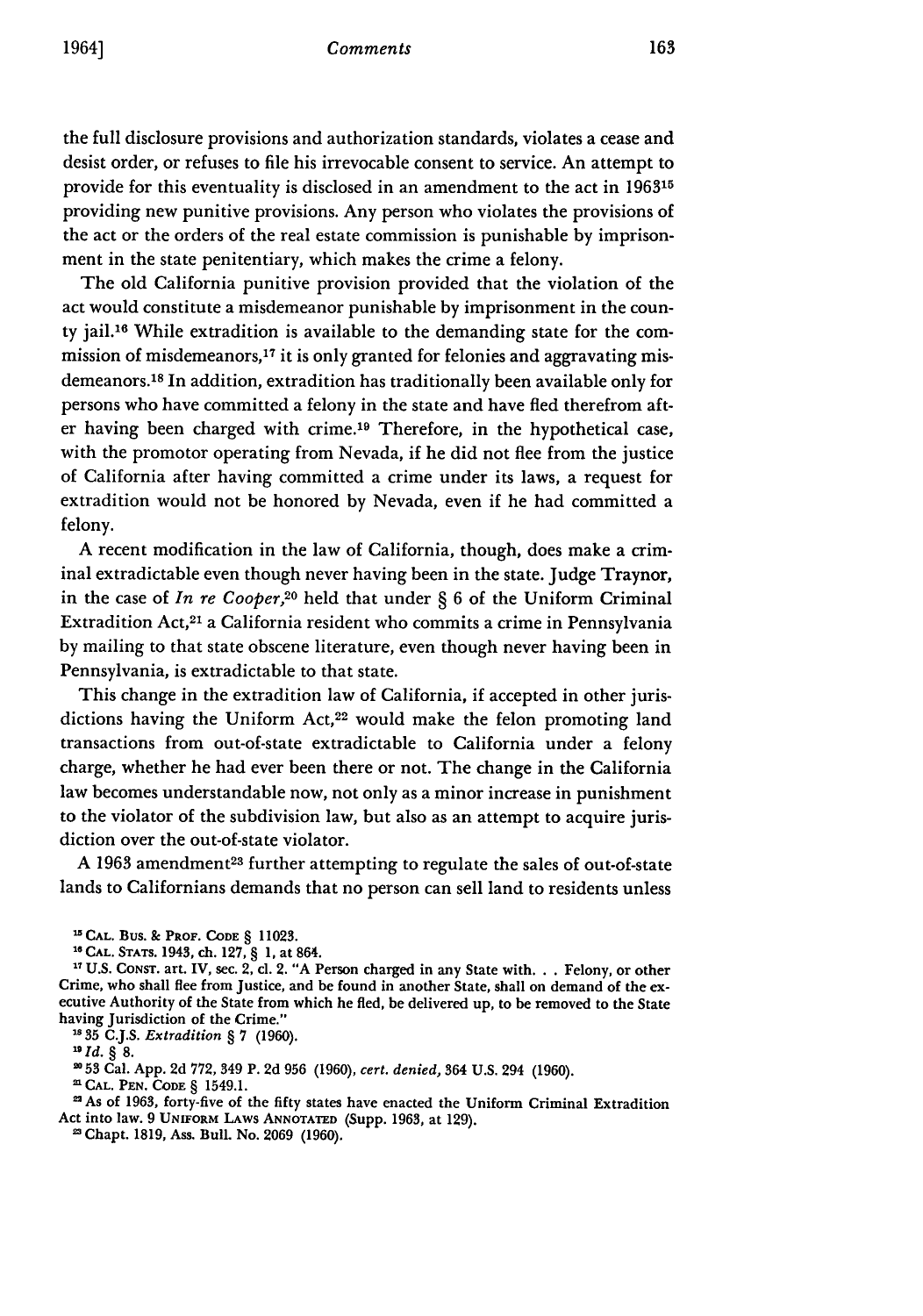the full disclosure provisions and authorization standards, violates a cease and desist order, or refuses to file his irrevocable consent to service. An attempt to provide for this eventuality is disclosed in an amendment to the act in 1963[15] providing new punitive provisions. Any person who violates the provisions of the act or the orders of the real estate commission is punishable by imprisonment in the state penitentiary, which makes the crime a felony.

The old California punitive provision provided that the violation of the act would constitute a misdemeanor punishable by imprisonment in the county jail.[16] While extradition is available to the demanding state for the commission of misdemeanors,[17] it is only granted for felonies and aggravating misdemeanors.[18] In addition, extradition has traditionally been available only for persons who have committed a felony in the state and have fled therefrom after having been charged with crime.[19] Therefore, in the hypothetical case, with the promotor operating from Nevada, if he did not flee from the justice of California after having committed a crime under its laws, a request for extradition would not be honored by Nevada, even if he had committed a felony.

A recent modification in the law of California, though, does make a criminal extradictable even though never having been in the state. Judge Traynor, in the case of *In re Cooper*,[20] held that under § 6 of the Uniform Criminal Extradition Act,[21] a California resident who commits a crime in Pennsylvania by mailing to that state obscene literature, even though never having been in Pennsylvania, is extradictable to that state.

This change in the extradition law of California, if accepted in other jurisdictions having the Uniform Act,[22] would make the felon promoting land transactions from out-of-state extradictable to California under a felony charge, whether he had ever been there or not. The change in the California law becomes understandable now, not only as a minor increase in punishment to the violator of the subdivision law, but also as an attempt to acquire jurisdiction over the out-of-state violator.

A 1963 amendment[23] further attempting to regulate the sales of out-of-state lands to Californians demands that no person can sell land to residents unless

---

[15] CAL. BUS. & PROF. CODE § 11023.

[16] CAL. STATS. 1943, ch. 127, § 1, at 864.

[17] U.S. CONST. art. IV, sec. 2, cl. 2. "A Person charged in any State with. . . Felony, or other Crime, who shall flee from Justice, and be found in another State, shall on demand of the executive Authority of the State from which he fled, be delivered up, to be removed to the State having Jurisdiction of the Crime."

[18] 35 C.J.S. *Extradition* § 7 (1960).

[19] *Id.* § 8.

[20] 53 Cal. App. 2d 772, 349 P. 2d 956 (1960), *cert. denied*, 364 U.S. 294 (1960).

[21] CAL. PEN. CODE § 1549.1.

[22] As of 1963, forty-five of the fifty states have enacted the Uniform Criminal Extradition Act into law. 9 UNIFORM LAWS ANNOTATED (Supp. 1963, at 129).

[23] Chapt. 1819, Ass. Bull. No. 2069 (1960).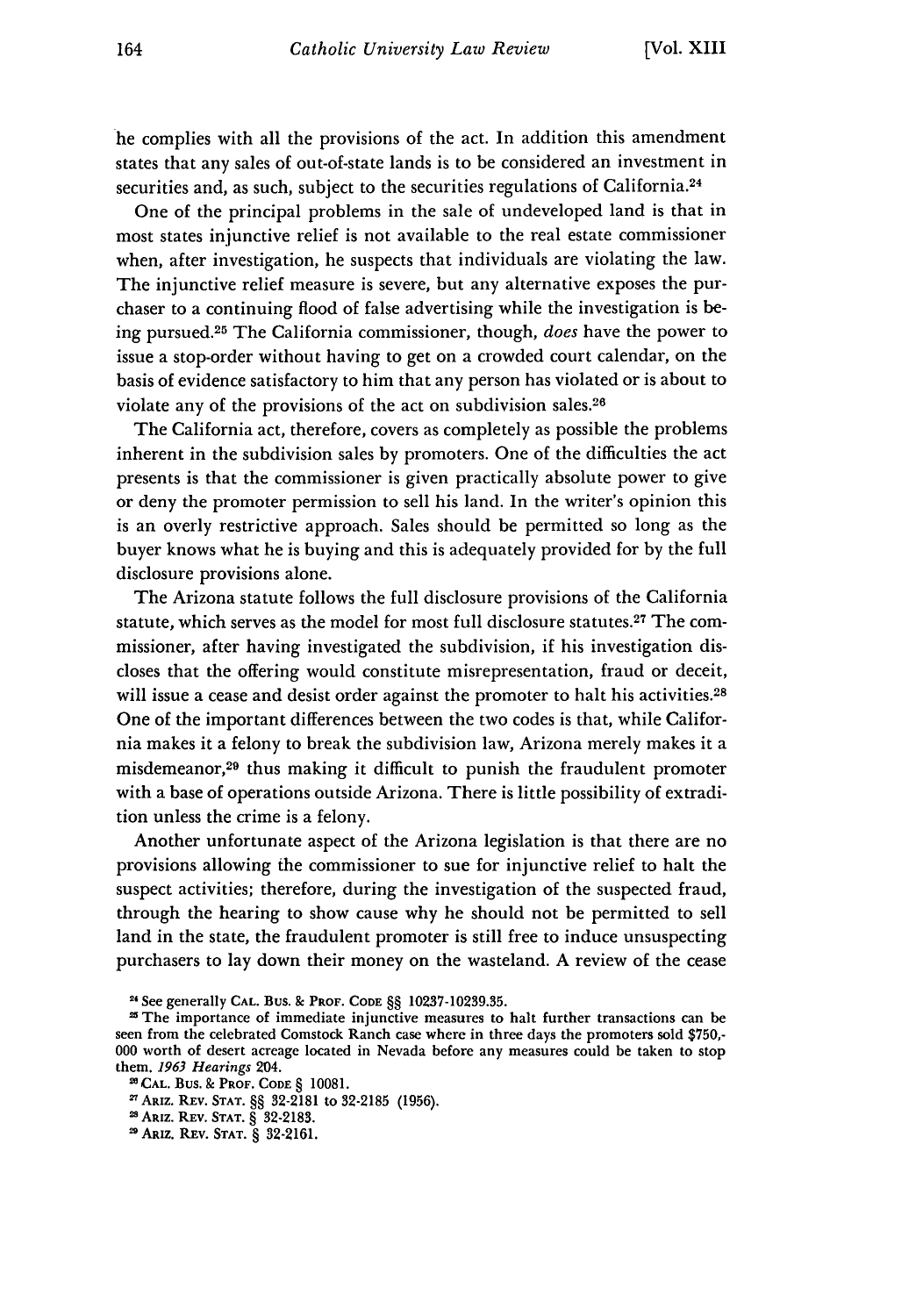he complies with all the provisions of the act. In addition this amendment states that any sales of out-of-state lands is to be considered an investment in securities and, as such, subject to the securities regulations of California.[24]

One of the principal problems in the sale of undeveloped land is that in most states injunctive relief is not available to the real estate commissioner when, after investigation, he suspects that individuals are violating the law. The injunctive relief measure is severe, but any alternative exposes the purchaser to a continuing flood of false advertising while the investigation is being pursued.[25] The California commissioner, though, *does* have the power to issue a stop-order without having to get on a crowded court calendar, on the basis of evidence satisfactory to him that any person has violated or is about to violate any of the provisions of the act on subdivision sales.[26]

The California act, therefore, covers as completely as possible the problems inherent in the subdivision sales by promoters. One of the difficulties the act presents is that the commissioner is given practically absolute power to give or deny the promoter permission to sell his land. In the writer's opinion this is an overly restrictive approach. Sales should be permitted so long as the buyer knows what he is buying and this is adequately provided for by the full disclosure provisions alone.

The Arizona statute follows the full disclosure provisions of the California statute, which serves as the model for most full disclosure statutes.[27] The commissioner, after having investigated the subdivision, if his investigation discloses that the offering would constitute misrepresentation, fraud or deceit, will issue a cease and desist order against the promoter to halt his activities.[28] One of the important differences between the two codes is that, while California makes it a felony to break the subdivision law, Arizona merely makes it a misdemeanor,[29] thus making it difficult to punish the fraudulent promoter with a base of operations outside Arizona. There is little possibility of extradition unless the crime is a felony.

Another unfortunate aspect of the Arizona legislation is that there are no provisions allowing the commissioner to sue for injunctive relief to halt the suspect activities; therefore, during the investigation of the suspected fraud, through the hearing to show cause why he should not be permitted to sell land in the state, the fraudulent promoter is still free to induce unsuspecting purchasers to lay down their money on the wasteland. A review of the cease

---

[24] See generally CAL. BUS. & PROF. CODE §§ 10237-10239.35.

[25] The importance of immediate injunctive measures to halt further transactions can be seen from the celebrated Comstock Ranch case where in three days the promoters sold $750,000 worth of desert acreage located in Nevada before any measures could be taken to stop them. *1963 Hearings* 204.

[26] CAL. BUS. & PROF. CODE § 10081.

[27] ARIZ. REV. STAT. §§ 32-2181 to 32-2185 (1956).

[28] ARIZ. REV. STAT. § 32-2183.

[29] ARIZ. REV. STAT. § 32-2161.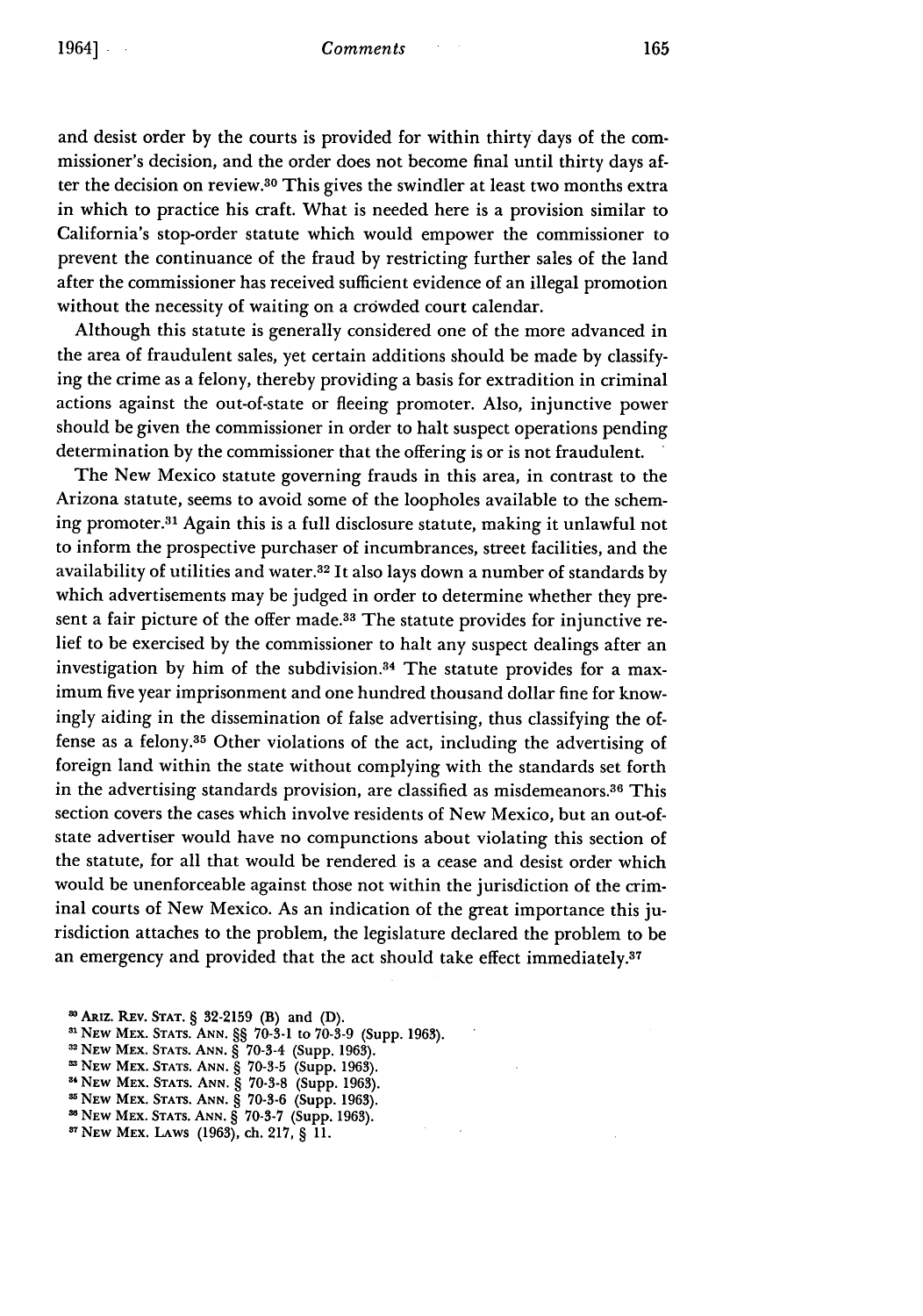and desist order by the courts is provided for within thirty days of the commissioner's decision, and the order does not become final until thirty days after the decision on review.[30] This gives the swindler at least two months extra in which to practice his craft. What is needed here is a provision similar to California's stop-order statute which would empower the commissioner to prevent the continuance of the fraud by restricting further sales of the land after the commissioner has received sufficient evidence of an illegal promotion without the necessity of waiting on a crowded court calendar.

Although this statute is generally considered one of the more advanced in the area of fraudulent sales, yet certain additions should be made by classifying the crime as a felony, thereby providing a basis for extradition in criminal actions against the out-of-state or fleeing promoter. Also, injunctive power should be given the commissioner in order to halt suspect operations pending determination by the commissioner that the offering is or is not fraudulent.

The New Mexico statute governing frauds in this area, in contrast to the Arizona statute, seems to avoid some of the loopholes available to the scheming promoter.[31] Again this is a full disclosure statute, making it unlawful not to inform the prospective purchaser of incumbrances, street facilities, and the availability of utilities and water.[32] It also lays down a number of standards by which advertisements may be judged in order to determine whether they present a fair picture of the offer made.[33] The statute provides for injunctive relief to be exercised by the commissioner to halt any suspect dealings after an investigation by him of the subdivision.[34] The statute provides for a maximum five year imprisonment and one hundred thousand dollar fine for knowingly aiding in the dissemination of false advertising, thus classifying the offense as a felony.[35] Other violations of the act, including the advertising of foreign land within the state without complying with the standards set forth in the advertising standards provision, are classified as misdemeanors.[36] This section covers the cases which involve residents of New Mexico, but an out-of-state advertiser would have no compunctions about violating this section of the statute, for all that would be rendered is a cease and desist order which would be unenforceable against those not within the jurisdiction of the criminal courts of New Mexico. As an indication of the great importance this jurisdiction attaches to the problem, the legislature declared the problem to be an emergency and provided that the act should take effect immediately.[37]

[30] ARIZ. REV. STAT. § 32-2159 (B) and (D).
[31] NEW MEX. STATS. ANN. §§ 70-3-1 to 70-3-9 (Supp. 1963).
[32] NEW MEX. STATS. ANN. § 70-3-4 (Supp. 1963).
[33] NEW MEX. STATS. ANN. § 70-3-5 (Supp. 1963).
[34] NEW MEX. STATS. ANN. § 70-3-8 (Supp. 1963).
[35] NEW MEX. STATS. ANN. § 70-3-6 (Supp. 1963).
[36] NEW MEX. STATS. ANN. § 70-3-7 (Supp. 1963).
[37] NEW MEX. LAWS (1963), ch. 217, § 11.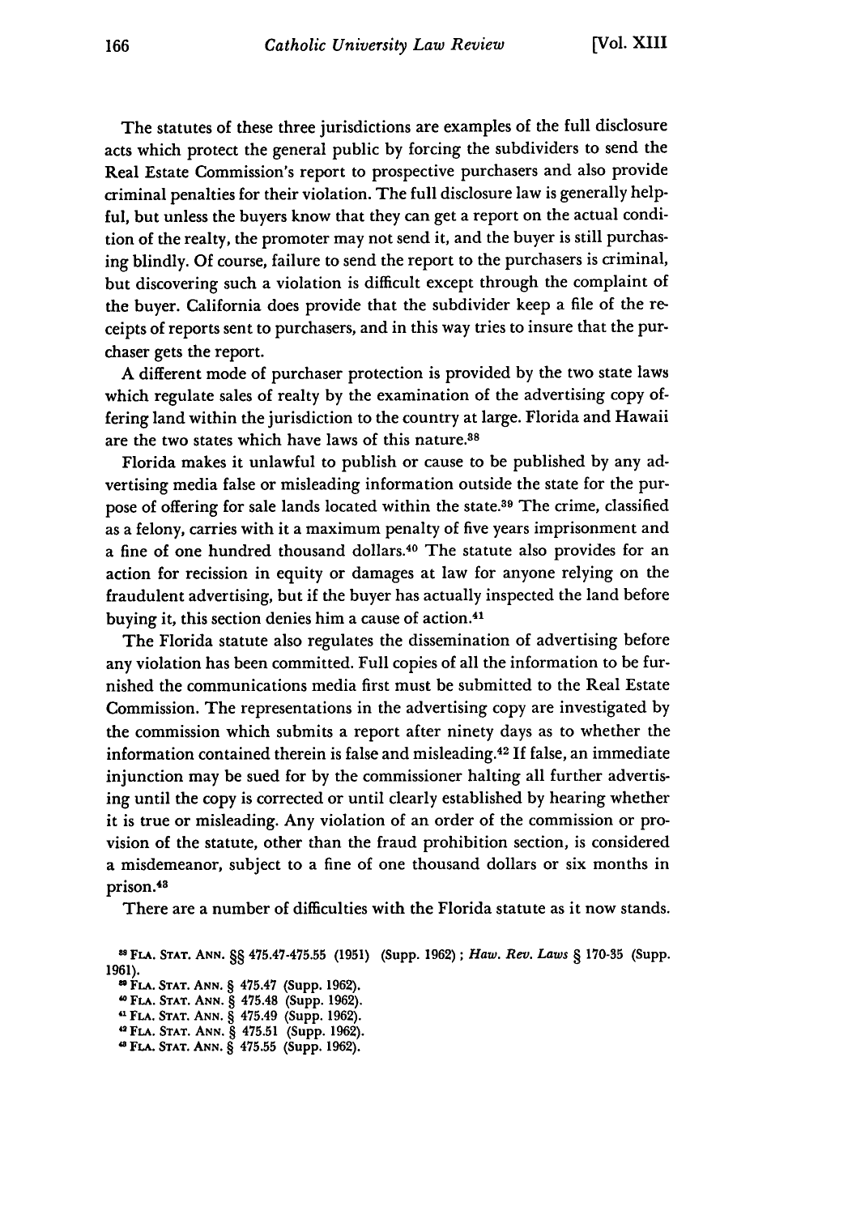The statutes of these three jurisdictions are examples of the full disclosure acts which protect the general public by forcing the subdividers to send the Real Estate Commission's report to prospective purchasers and also provide criminal penalties for their violation. The full disclosure law is generally helpful, but unless the buyers know that they can get a report on the actual condition of the realty, the promoter may not send it, and the buyer is still purchasing blindly. Of course, failure to send the report to the purchasers is criminal, but discovering such a violation is difficult except through the complaint of the buyer. California does provide that the subdivider keep a file of the receipts of reports sent to purchasers, and in this way tries to insure that the purchaser gets the report.

A different mode of purchaser protection is provided by the two state laws which regulate sales of realty by the examination of the advertising copy offering land within the jurisdiction to the country at large. Florida and Hawaii are the two states which have laws of this nature.[38]

Florida makes it unlawful to publish or cause to be published by any advertising media false or misleading information outside the state for the purpose of offering for sale lands located within the state.[39] The crime, classified as a felony, carries with it a maximum penalty of five years imprisonment and a fine of one hundred thousand dollars.[40] The statute also provides for an action for recission in equity or damages at law for anyone relying on the fraudulent advertising, but if the buyer has actually inspected the land before buying it, this section denies him a cause of action.[41]

The Florida statute also regulates the dissemination of advertising before any violation has been committed. Full copies of all the information to be furnished the communications media first must be submitted to the Real Estate Commission. The representations in the advertising copy are investigated by the commission which submits a report after ninety days as to whether the information contained therein is false and misleading.[42] If false, an immediate injunction may be sued for by the commissioner halting all further advertising until the copy is corrected or until clearly established by hearing whether it is true or misleading. Any violation of an order of the commission or provision of the statute, other than the fraud prohibition section, is considered a misdemeanor, subject to a fine of one thousand dollars or six months in prison.[43]

There are a number of difficulties with the Florida statute as it now stands.

---

[38] FLA. STAT. ANN. §§ 475.47-475.55 (1951) (Supp. 1962); *Haw. Rev. Laws* § 170-35 (Supp. 1961).

[39] FLA. STAT. ANN. § 475.47 (Supp. 1962).

[40] FLA. STAT. ANN. § 475.48 (Supp. 1962).

[41] FLA. STAT. ANN. § 475.49 (Supp. 1962).

[42] FLA. STAT. ANN. § 475.51 (Supp. 1962).

[43] FLA. STAT. ANN. § 475.55 (Supp. 1962).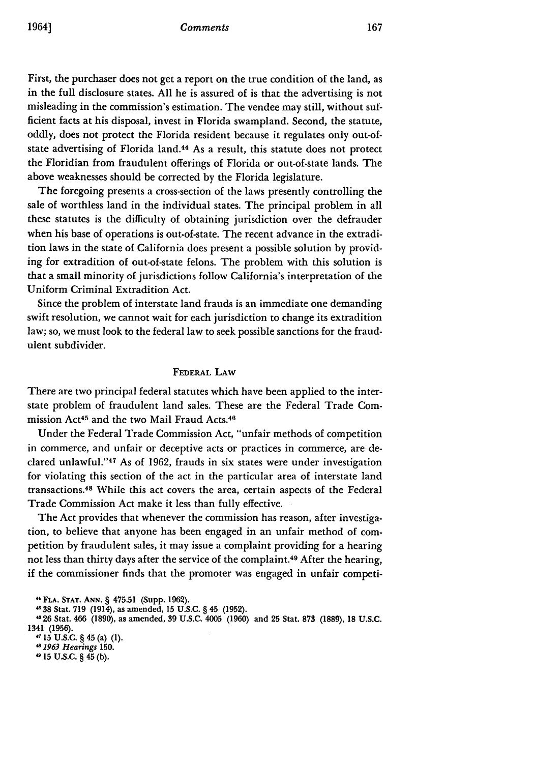First, the purchaser does not get a report on the true condition of the land, as in the full disclosure states. All he is assured of is that the advertising is not misleading in the commission's estimation. The vendee may still, without sufficient facts at his disposal, invest in Florida swampland. Second, the statute, oddly, does not protect the Florida resident because it regulates only out-of-state advertising of Florida land.[44] As a result, this statute does not protect the Floridian from fraudulent offerings of Florida or out-of-state lands. The above weaknesses should be corrected by the Florida legislature.

The foregoing presents a cross-section of the laws presently controlling the sale of worthless land in the individual states. The principal problem in all these statutes is the difficulty of obtaining jurisdiction over the defrauder when his base of operations is out-of-state. The recent advance in the extradition laws in the state of California does present a possible solution by providing for extradition of out-of-state felons. The problem with this solution is that a small minority of jurisdictions follow California's interpretation of the Uniform Criminal Extradition Act.

Since the problem of interstate land frauds is an immediate one demanding swift resolution, we cannot wait for each jurisdiction to change its extradition law; so, we must look to the federal law to seek possible sanctions for the fraudulent subdivider.

## FEDERAL LAW

There are two principal federal statutes which have been applied to the interstate problem of fraudulent land sales. These are the Federal Trade Commission Act[45] and the two Mail Fraud Acts.[46]

Under the Federal Trade Commission Act, "unfair methods of competition in commerce, and unfair or deceptive acts or practices in commerce, are declared unlawful."[47] As of 1962, frauds in six states were under investigation for violating this section of the act in the particular area of interstate land transactions.[48] While this act covers the area, certain aspects of the Federal Trade Commission Act make it less than fully effective.

The Act provides that whenever the commission has reason, after investigation, to believe that anyone has been engaged in an unfair method of competition by fraudulent sales, it may issue a complaint providing for a hearing not less than thirty days after the service of the complaint.[49] After the hearing, if the commissioner finds that the promoter was engaged in unfair competi-

---

[44] FLA. STAT. ANN. § 475.51 (Supp. 1962).

[45] 38 Stat. 719 (1914), as amended, 15 U.S.C. § 45 (1952).

[46] 26 Stat. 466 (1890), as amended, 39 U.S.C. 4005 (1960) and 25 Stat. 873 (1889), 18 U.S.C. 1341 (1956).

[47] 15 U.S.C. § 45 (a) (1).

[48] *1963 Hearings* 150.

[49] 15 U.S.C. § 45 (b).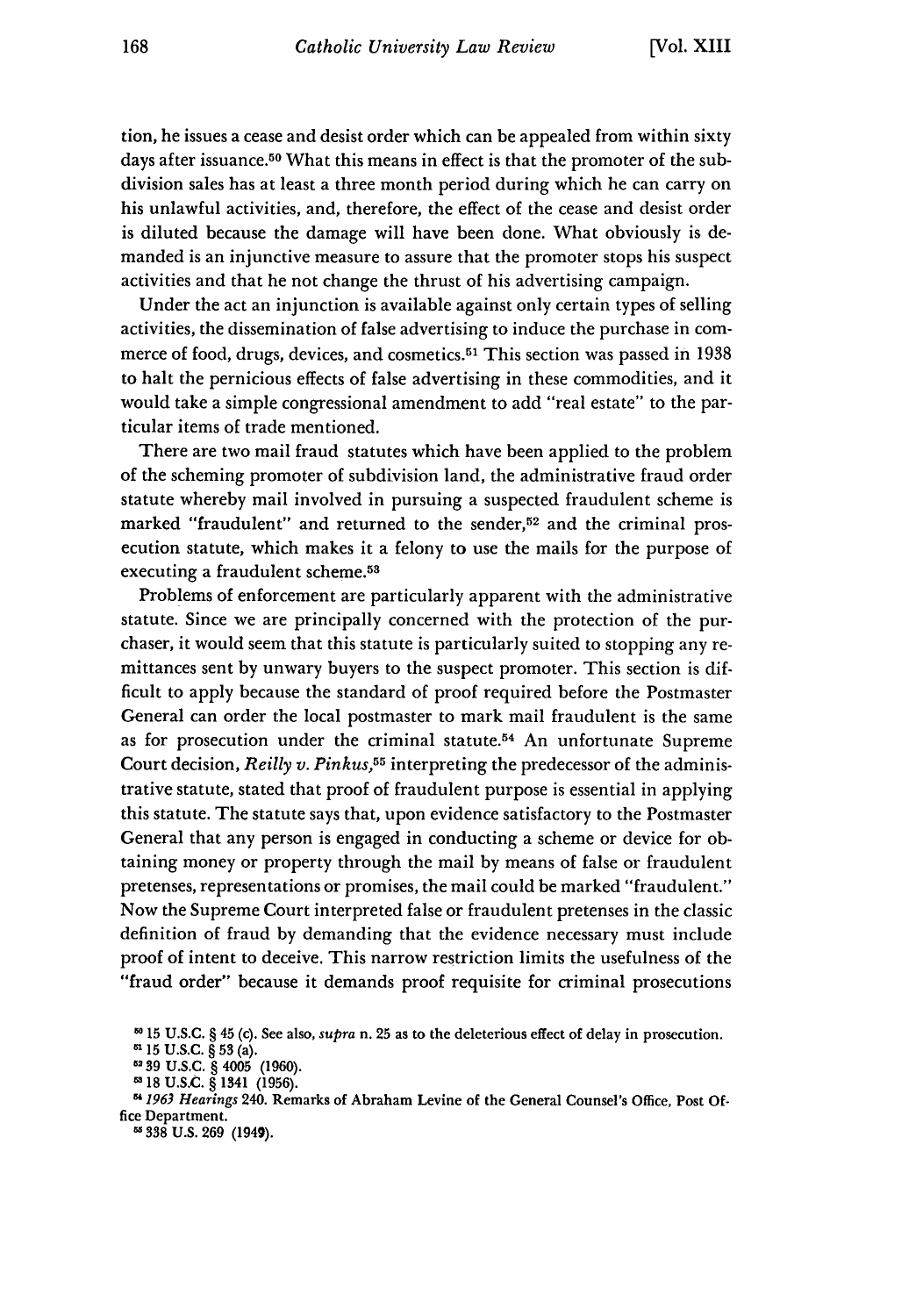tion, he issues a cease and desist order which can be appealed from within sixty days after issuance.[50] What this means in effect is that the promoter of the subdivision sales has at least a three month period during which he can carry on his unlawful activities, and, therefore, the effect of the cease and desist order is diluted because the damage will have been done. What obviously is demanded is an injunctive measure to assure that the promoter stops his suspect activities and that he not change the thrust of his advertising campaign.

Under the act an injunction is available against only certain types of selling activities, the dissemination of false advertising to induce the purchase in commerce of food, drugs, devices, and cosmetics.[51] This section was passed in 1938 to halt the pernicious effects of false advertising in these commodities, and it would take a simple congressional amendment to add "real estate" to the particular items of trade mentioned.

There are two mail fraud statutes which have been applied to the problem of the scheming promoter of subdivision land, the administrative fraud order statute whereby mail involved in pursuing a suspected fraudulent scheme is marked "fraudulent" and returned to the sender,[52] and the criminal prosecution statute, which makes it a felony to use the mails for the purpose of executing a fraudulent scheme.[53]

Problems of enforcement are particularly apparent with the administrative statute. Since we are principally concerned with the protection of the purchaser, it would seem that this statute is particularly suited to stopping any remittances sent by unwary buyers to the suspect promoter. This section is difficult to apply because the standard of proof required before the Postmaster General can order the local postmaster to mark mail fraudulent is the same as for prosecution under the criminal statute.[54] An unfortunate Supreme Court decision, *Reilly v. Pinkus*,[55] interpreting the predecessor of the administrative statute, stated that proof of fraudulent purpose is essential in applying this statute. The statute says that, upon evidence satisfactory to the Postmaster General that any person is engaged in conducting a scheme or device for obtaining money or property through the mail by means of false or fraudulent pretenses, representations or promises, the mail could be marked "fraudulent." Now the Supreme Court interpreted false or fraudulent pretenses in the classic definition of fraud by demanding that the evidence necessary must include proof of intent to deceive. This narrow restriction limits the usefulness of the "fraud order" because it demands proof requisite for criminal prosecutions

---

[50] 15 U.S.C. § 45 (c). See also, *supra* n. 25 as to the deleterious effect of delay in prosecution.

[51] 15 U.S.C. § 53 (a).

[52] 39 U.S.C. § 4005 (1960).

[53] 18 U.S.C. § 1341 (1956).

[54] *1963 Hearings* 240. Remarks of Abraham Levine of the General Counsel's Office, Post Office Department.

[55] 338 U.S. 269 (1949).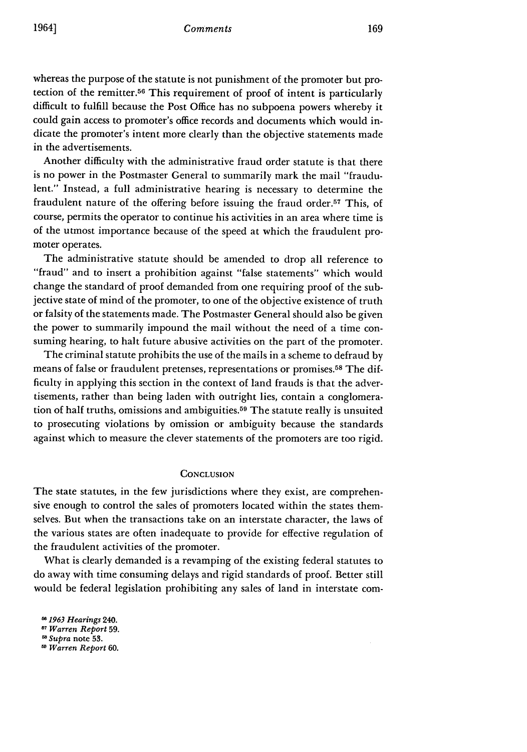whereas the purpose of the statute is not punishment of the promoter but protection of the remitter.[56] This requirement of proof of intent is particularly difficult to fulfill because the Post Office has no subpoena powers whereby it could gain access to promoter's office records and documents which would indicate the promoter's intent more clearly than the objective statements made in the advertisements.

Another difficulty with the administrative fraud order statute is that there is no power in the Postmaster General to summarily mark the mail "fraudulent." Instead, a full administrative hearing is necessary to determine the fraudulent nature of the offering before issuing the fraud order.[57] This, of course, permits the operator to continue his activities in an area where time is of the utmost importance because of the speed at which the fraudulent promoter operates.

The administrative statute should be amended to drop all reference to "fraud" and to insert a prohibition against "false statements" which would change the standard of proof demanded from one requiring proof of the subjective state of mind of the promoter, to one of the objective existence of truth or falsity of the statements made. The Postmaster General should also be given the power to summarily impound the mail without the need of a time consuming hearing, to halt future abusive activities on the part of the promoter.

The criminal statute prohibits the use of the mails in a scheme to defraud by means of false or fraudulent pretenses, representations or promises.[58] The difficulty in applying this section in the context of land frauds is that the advertisements, rather than being laden with outright lies, contain a conglomeration of half truths, omissions and ambiguities.[59] The statute really is unsuited to prosecuting violations by omission or ambiguity because the standards against which to measure the clever statements of the promoters are too rigid.

## Conclusion

The state statutes, in the few jurisdictions where they exist, are comprehensive enough to control the sales of promoters located within the states themselves. But when the transactions take on an interstate character, the laws of the various states are often inadequate to provide for effective regulation of the fraudulent activities of the promoter.

What is clearly demanded is a revamping of the existing federal statutes to do away with time consuming delays and rigid standards of proof. Better still would be federal legislation prohibiting any sales of land in interstate com-

[56] *1963 Hearings* 240.

[57] *Warren Report* 59.

[58] *Supra* note 53.

[59] *Warren Report* 60.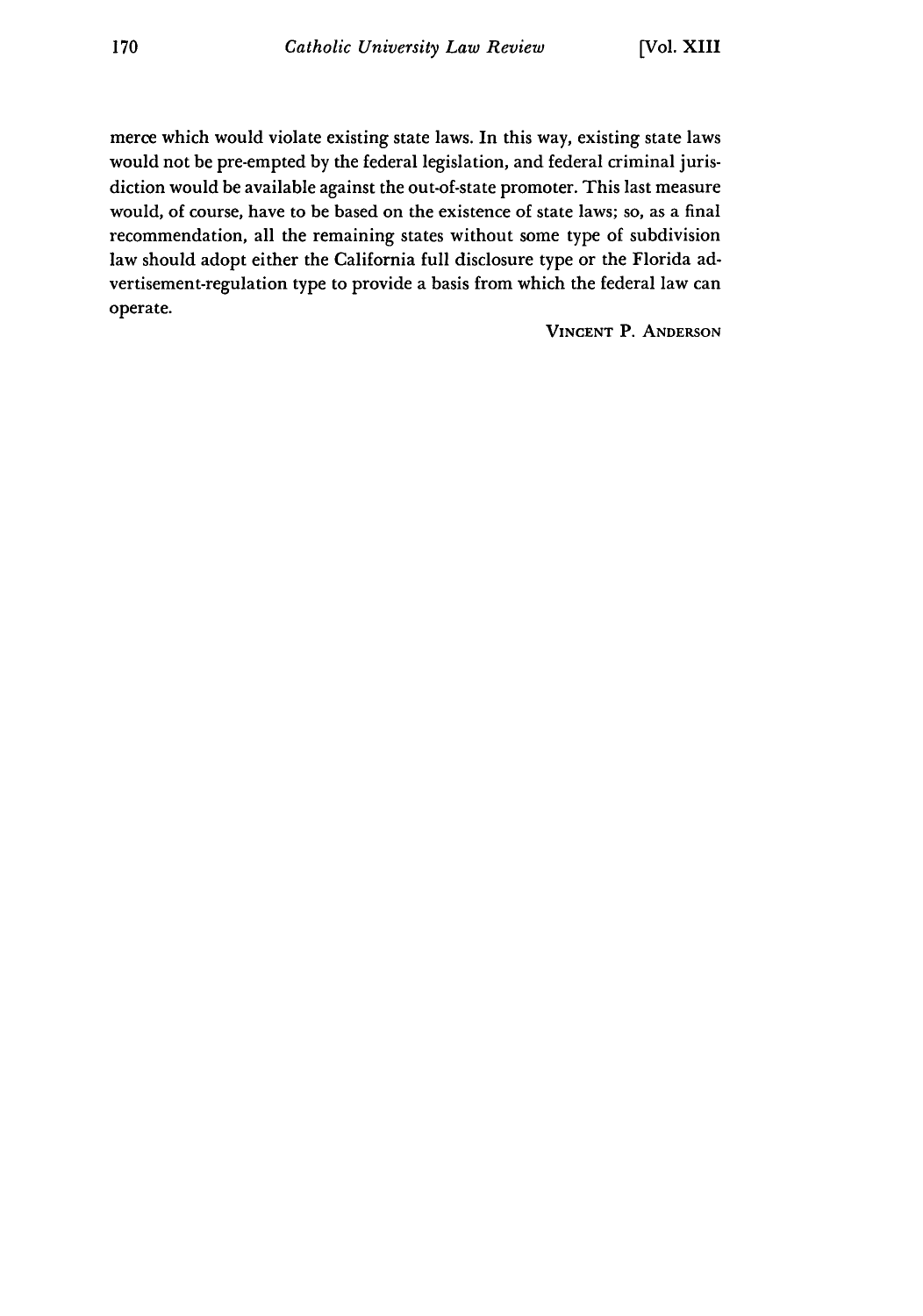merce which would violate existing state laws. In this way, existing state laws would not be pre-empted by the federal legislation, and federal criminal jurisdiction would be available against the out-of-state promoter. This last measure would, of course, have to be based on the existence of state laws; so, as a final recommendation, all the remaining states without some type of subdivision law should adopt either the California full disclosure type or the Florida advertisement-regulation type to provide a basis from which the federal law can operate.

VINCENT P. ANDERSON